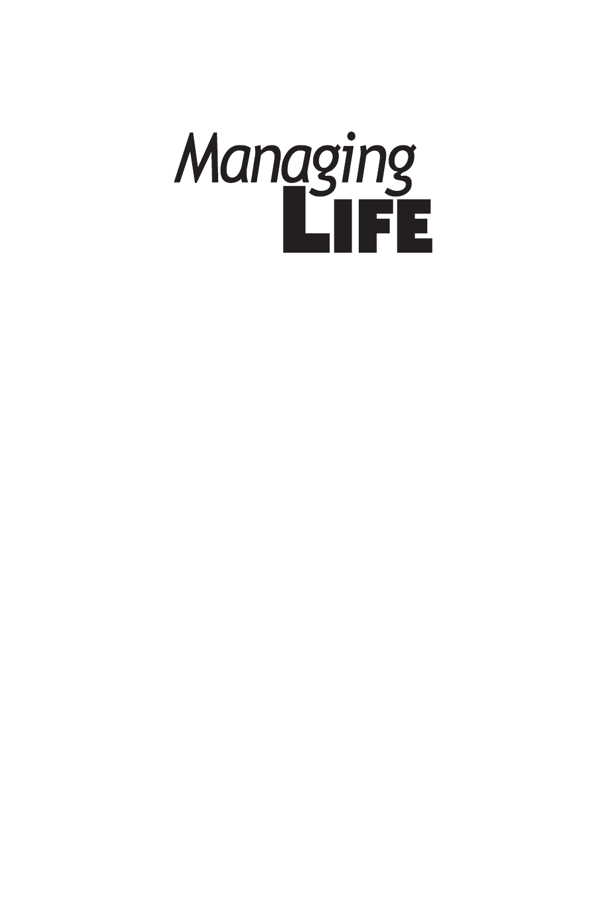# *Managing* LIFE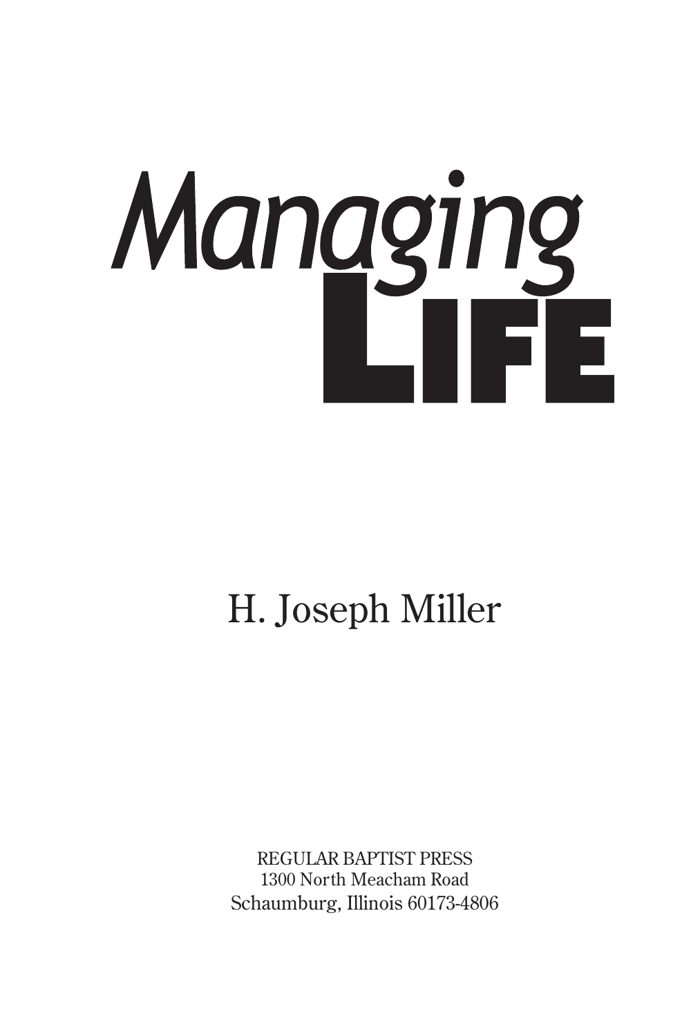# Managing LIFE

H. Joseph Miller

REGULAR BAPTIST PRESS
1300 North Meacham Road
Schaumburg, Illinois 60173-4806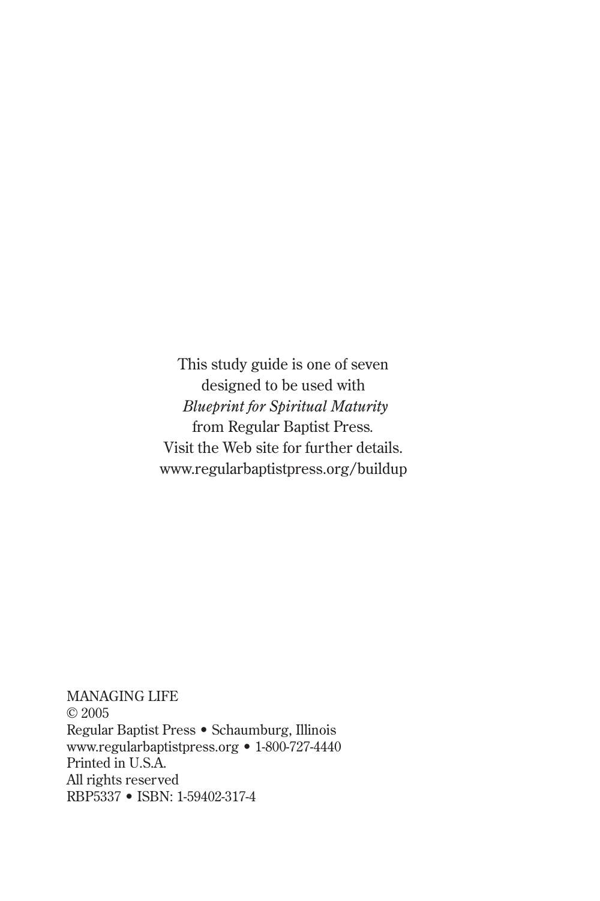This study guide is one of seven
designed to be used with
*Blueprint for Spiritual Maturity*
from Regular Baptist Press.
Visit the Web site for further details.
www.regularbaptistpress.org/buildup

MANAGING LIFE
© 2005
Regular Baptist Press • Schaumburg, Illinois
www.regularbaptistpress.org • 1-800-727-4440
Printed in U.S.A.
All rights reserved
RBP5337 • ISBN: 1-59402-317-4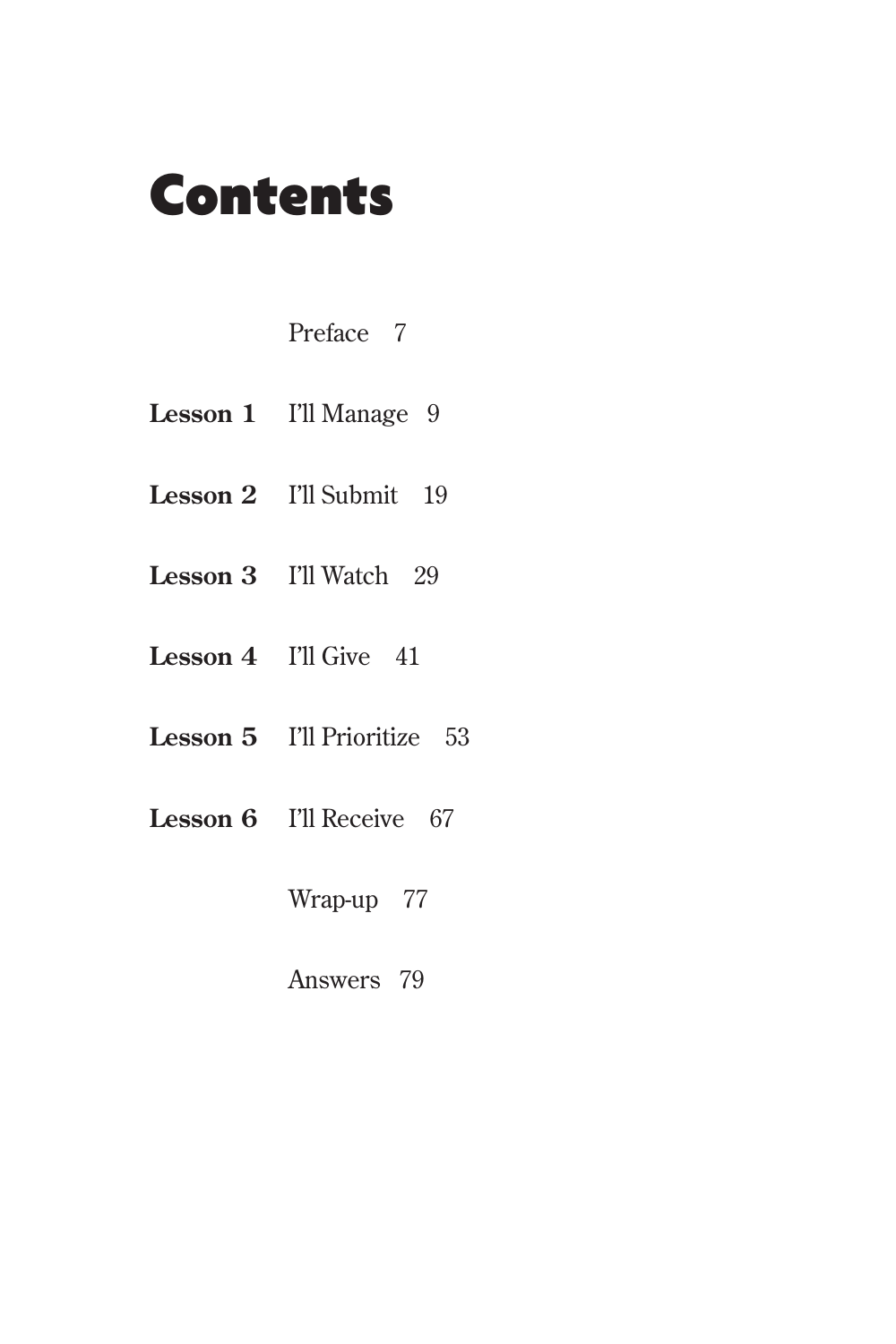# Contents

| | | |
|---|---|---|
| | Preface | 7 |
| **Lesson 1** | I'll Manage | 9 |
| **Lesson 2** | I'll Submit | 19 |
| **Lesson 3** | I'll Watch | 29 |
| **Lesson 4** | I'll Give | 41 |
| **Lesson 5** | I'll Prioritize | 53 |
| **Lesson 6** | I'll Receive | 67 |
| | Wrap-up | 77 |
| | Answers | 79 |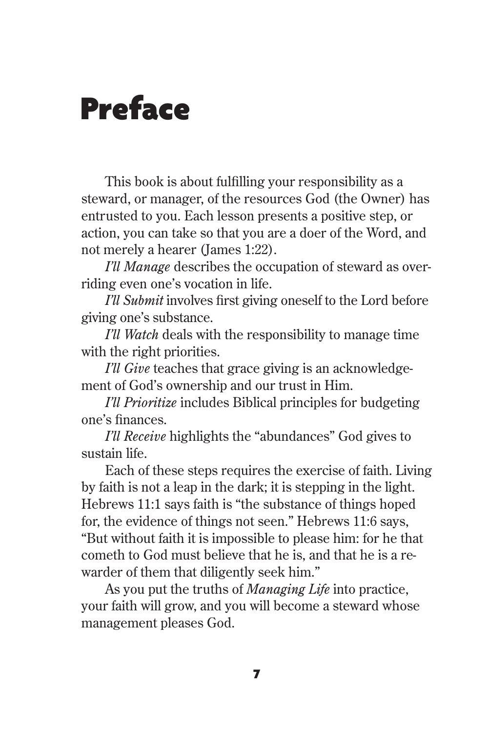# Preface

This book is about fulfilling your responsibility as a steward, or manager, of the resources God (the Owner) has entrusted to you. Each lesson presents a positive step, or action, you can take so that you are a doer of the Word, and not merely a hearer (James 1:22).

*I'll Manage* describes the occupation of steward as overriding even one's vocation in life.

*I'll Submit* involves first giving oneself to the Lord before giving one's substance.

*I'll Watch* deals with the responsibility to manage time with the right priorities.

*I'll Give* teaches that grace giving is an acknowledgement of God's ownership and our trust in Him.

*I'll Prioritize* includes Biblical principles for budgeting one's finances.

*I'll Receive* highlights the "abundances" God gives to sustain life.

Each of these steps requires the exercise of faith. Living by faith is not a leap in the dark; it is stepping in the light. Hebrews 11:1 says faith is "the substance of things hoped for, the evidence of things not seen." Hebrews 11:6 says, "But without faith it is impossible to please him: for he that cometh to God must believe that he is, and that he is a rewarder of them that diligently seek him."

As you put the truths of *Managing Life* into practice, your faith will grow, and you will become a steward whose management pleases God.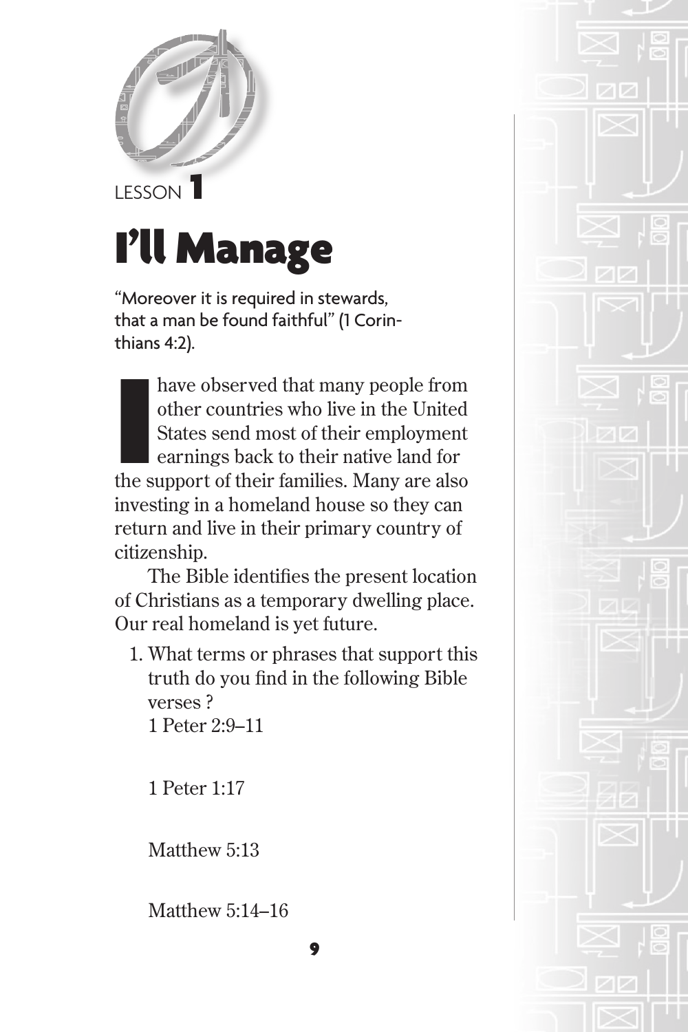LESSON 1

# I'll Manage

"Moreover it is required in stewards, that a man be found faithful" (1 Corinthians 4:2).

I have observed that many people from other countries who live in the United States send most of their employment earnings back to their native land for the support of their families. Many are also investing in a homeland house so they can return and live in their primary country of citizenship.

The Bible identifies the present location of Christians as a temporary dwelling place. Our real homeland is yet future.

1. What terms or phrases that support this truth do you find in the following Bible verses ?

   1 Peter 2:9–11

   1 Peter 1:17

   Matthew 5:13

   Matthew 5:14–16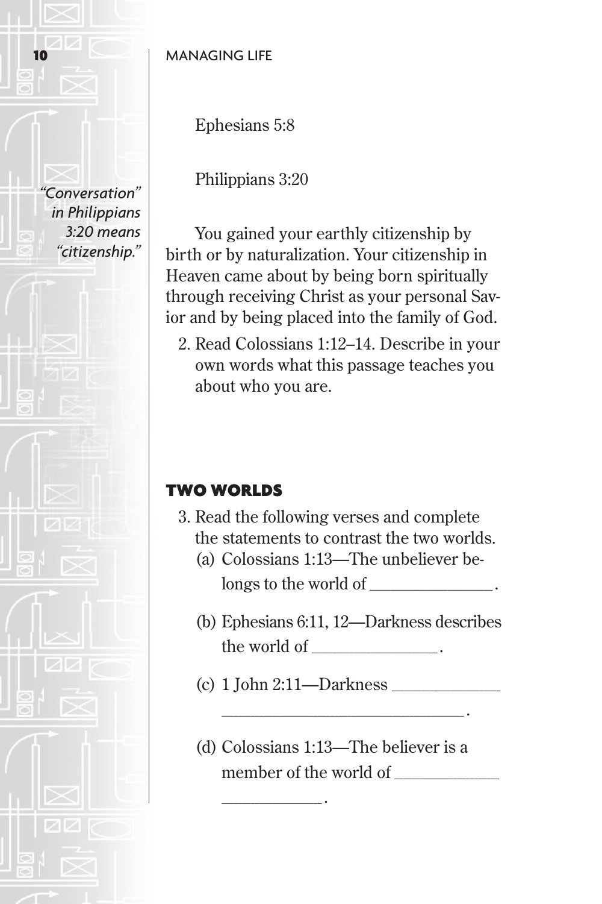Ephesians 5:8

Philippians 3:20

*"Conversation" in Philippians 3:20 means "citizenship."*

You gained your earthly citizenship by birth or by naturalization. Your citizenship in Heaven came about by being born spiritually through receiving Christ as your personal Savior and by being placed into the family of God.

2. Read Colossians 1:12–14. Describe in your own words what this passage teaches you about who you are.

## TWO WORLDS

3. Read the following verses and complete the statements to contrast the two worlds.
   (a) Colossians 1:13—The unbeliever belongs to the world of _______________.

   (b) Ephesians 6:11, 12—Darkness describes the world of _______________.

   (c) 1 John 2:11—Darkness _____________ _____________________________.

   (d) Colossians 1:13—The believer is a member of the world of ____________ ____________.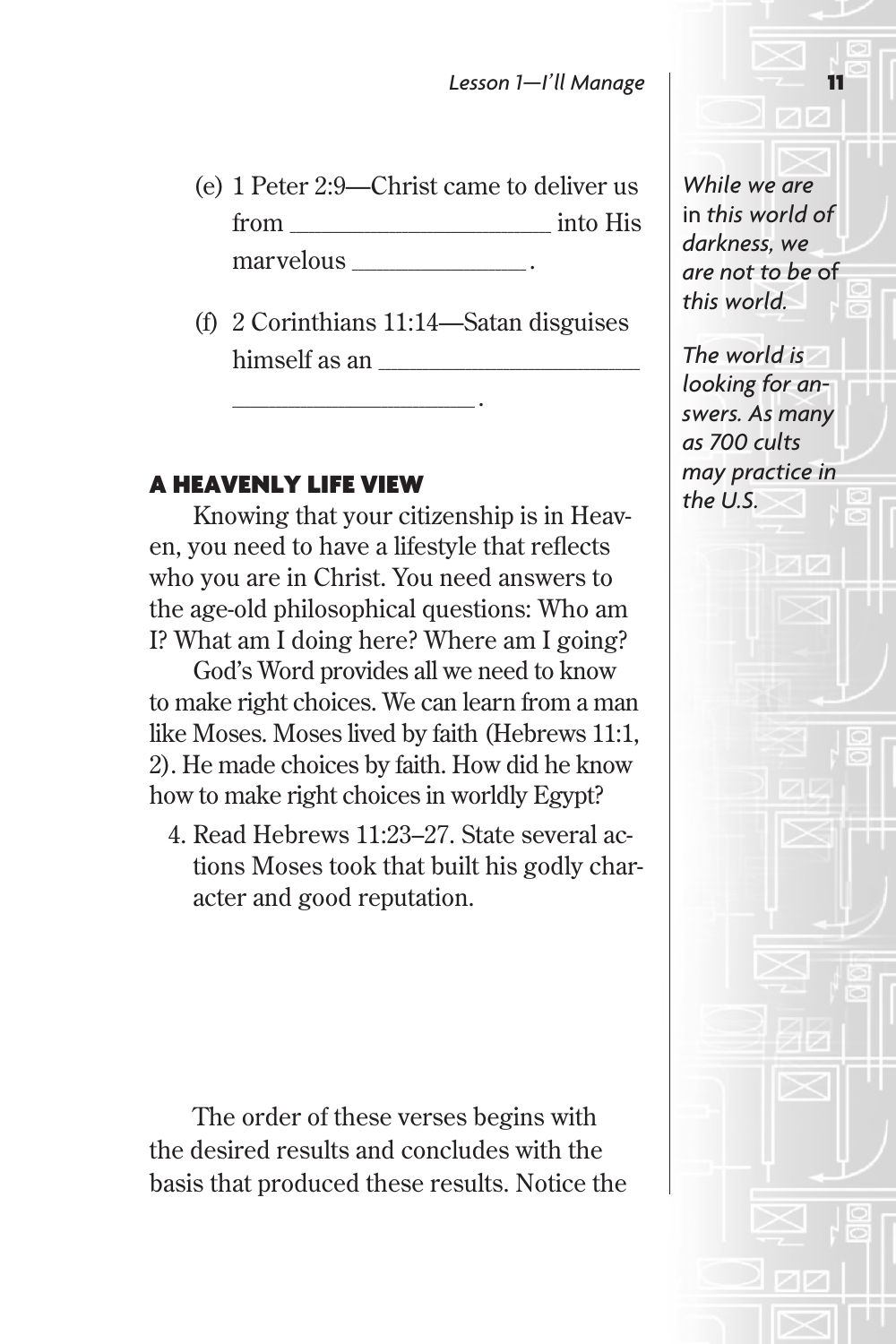(e) 1 Peter 2:9—Christ came to deliver us from ____________________ into His marvelous ______________.

(f) 2 Corinthians 11:14—Satan disguises himself as an ____________________ ____________________.

*While we are* in *this world of darkness, we are not to be* of *this world.*

*The world is looking for answers. As many as 700 cults may practice in the U.S.*

## A HEAVENLY LIFE VIEW

Knowing that your citizenship is in Heaven, you need to have a lifestyle that reflects who you are in Christ. You need answers to the age-old philosophical questions: Who am I? What am I doing here? Where am I going?

God's Word provides all we need to know to make right choices. We can learn from a man like Moses. Moses lived by faith (Hebrews 11:1, 2). He made choices by faith. How did he know how to make right choices in worldly Egypt?

4. Read Hebrews 11:23–27. State several actions Moses took that built his godly character and good reputation.

The order of these verses begins with the desired results and concludes with the basis that produced these results. Notice the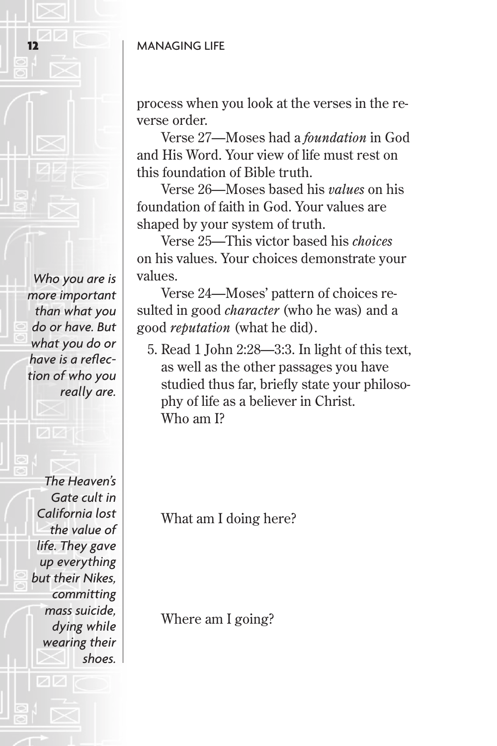process when you look at the verses in the reverse order.

Verse 27—Moses had a *foundation* in God and His Word. Your view of life must rest on this foundation of Bible truth.

Verse 26—Moses based his *values* on his foundation of faith in God. Your values are shaped by your system of truth.

Verse 25—This victor based his *choices* on his values. Your choices demonstrate your values.

*Who you are is more important than what you do or have. But what you do or have is a reflection of who you really are.*

Verse 24—Moses' pattern of choices resulted in good *character* (who he was) and a good *reputation* (what he did).

5. Read 1 John 2:28—3:3. In light of this text, as well as the other passages you have studied thus far, briefly state your philosophy of life as a believer in Christ.
   Who am I?

   What am I doing here?

   Where am I going?

*The Heaven's Gate cult in California lost the value of life. They gave up everything but their Nikes, committing mass suicide, dying while wearing their shoes.*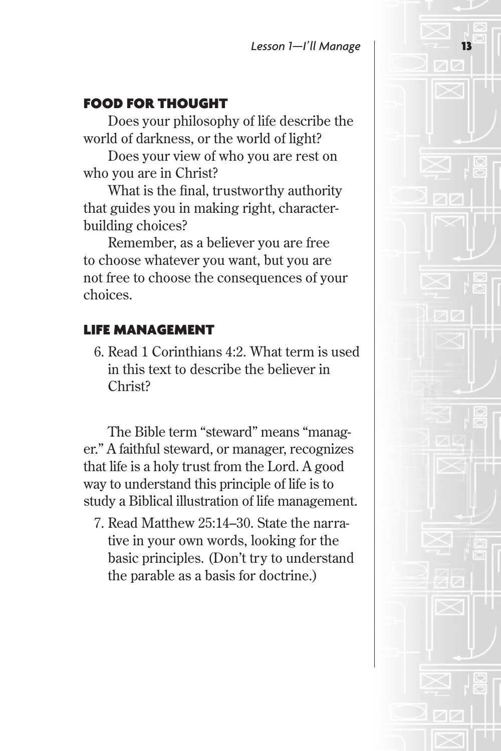## FOOD FOR THOUGHT

Does your philosophy of life describe the world of darkness, or the world of light?

Does your view of who you are rest on who you are in Christ?

What is the final, trustworthy authority that guides you in making right, character-building choices?

Remember, as a believer you are free to choose whatever you want, but you are not free to choose the consequences of your choices.

## LIFE MANAGEMENT

6. Read 1 Corinthians 4:2. What term is used in this text to describe the believer in Christ?

The Bible term "steward" means "manager." A faithful steward, or manager, recognizes that life is a holy trust from the Lord. A good way to understand this principle of life is to study a Biblical illustration of life management.

7. Read Matthew 25:14–30. State the narrative in your own words, looking for the basic principles. (Don't try to understand the parable as a basis for doctrine.)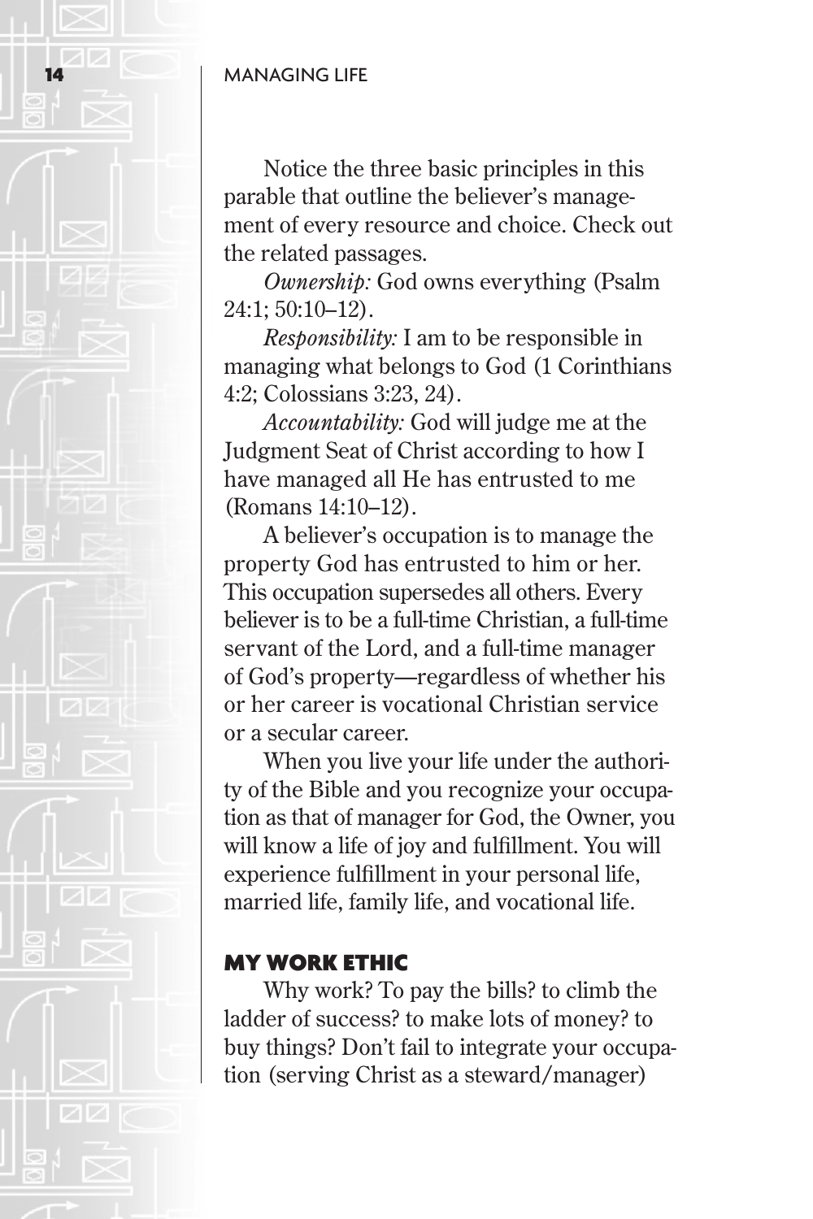Notice the three basic principles in this parable that outline the believer's management of every resource and choice. Check out the related passages.

*Ownership:* God owns everything (Psalm 24:1; 50:10–12).

*Responsibility:* I am to be responsible in managing what belongs to God (1 Corinthians 4:2; Colossians 3:23, 24).

*Accountability:* God will judge me at the Judgment Seat of Christ according to how I have managed all He has entrusted to me (Romans 14:10–12).

A believer's occupation is to manage the property God has entrusted to him or her. This occupation supersedes all others. Every believer is to be a full-time Christian, a full-time servant of the Lord, and a full-time manager of God's property—regardless of whether his or her career is vocational Christian service or a secular career.

When you live your life under the authority of the Bible and you recognize your occupation as that of manager for God, the Owner, you will know a life of joy and fulfillment. You will experience fulfillment in your personal life, married life, family life, and vocational life.

## MY WORK ETHIC

Why work? To pay the bills? to climb the ladder of success? to make lots of money? to buy things? Don't fail to integrate your occupation (serving Christ as a steward/manager)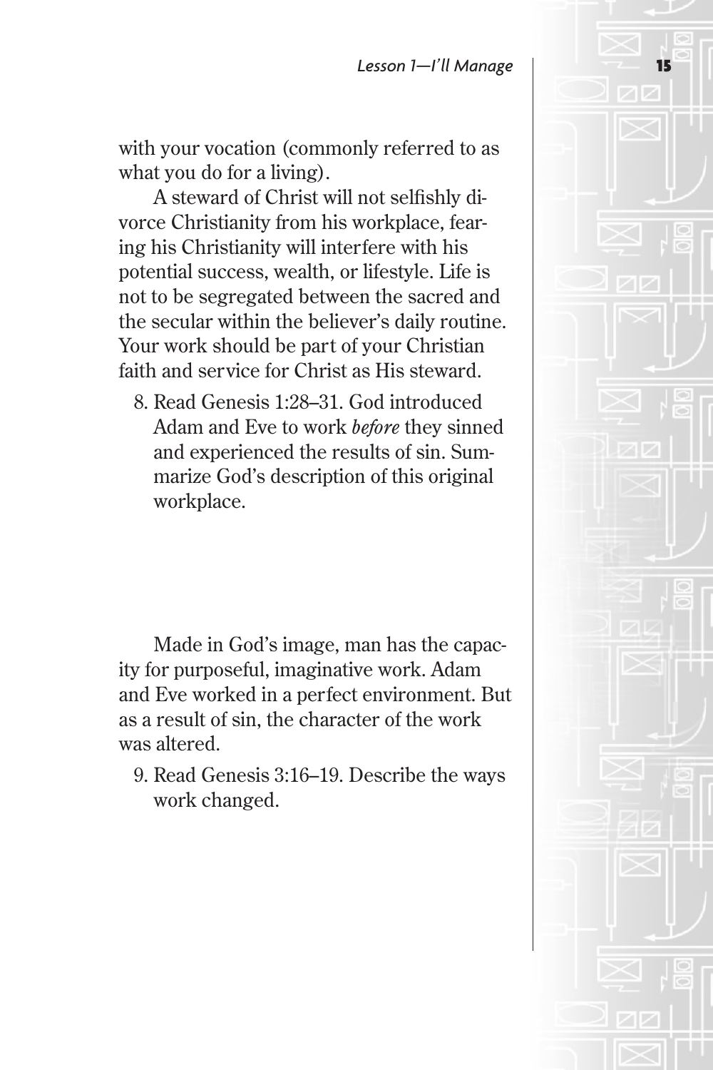with your vocation (commonly referred to as what you do for a living).

A steward of Christ will not selfishly divorce Christianity from his workplace, fearing his Christianity will interfere with his potential success, wealth, or lifestyle. Life is not to be segregated between the sacred and the secular within the believer's daily routine. Your work should be part of your Christian faith and service for Christ as His steward.

8. Read Genesis 1:28–31. God introduced Adam and Eve to work *before* they sinned and experienced the results of sin. Summarize God's description of this original workplace.

Made in God's image, man has the capacity for purposeful, imaginative work. Adam and Eve worked in a perfect environment. But as a result of sin, the character of the work was altered.

9. Read Genesis 3:16–19. Describe the ways work changed.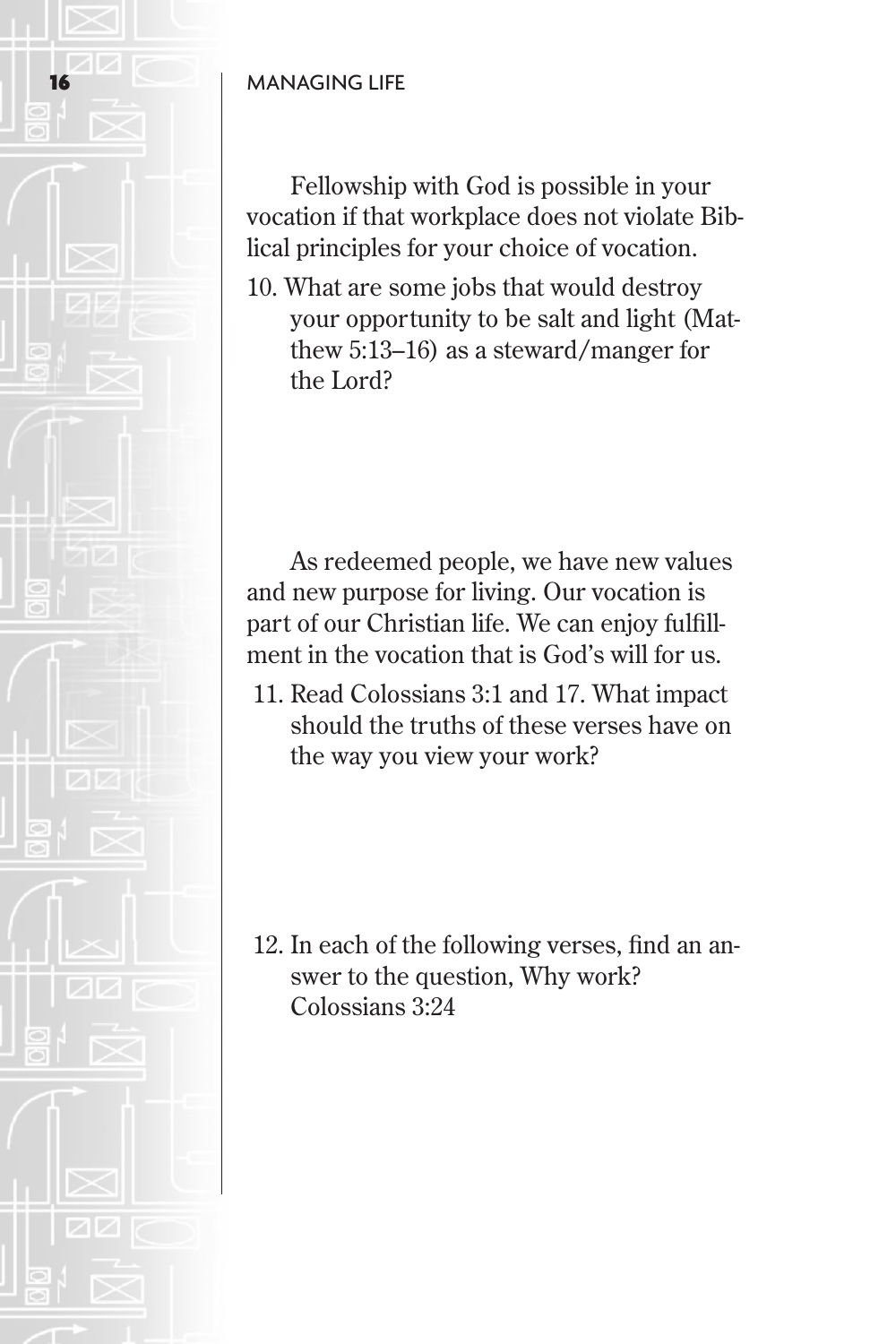Fellowship with God is possible in your vocation if that workplace does not violate Biblical principles for your choice of vocation.

10. What are some jobs that would destroy your opportunity to be salt and light (Matthew 5:13–16) as a steward/manger for the Lord?

As redeemed people, we have new values and new purpose for living. Our vocation is part of our Christian life. We can enjoy fulfillment in the vocation that is God's will for us.

11. Read Colossians 3:1 and 17. What impact should the truths of these verses have on the way you view your work?

12. In each of the following verses, find an answer to the question, Why work?
    Colossians 3:24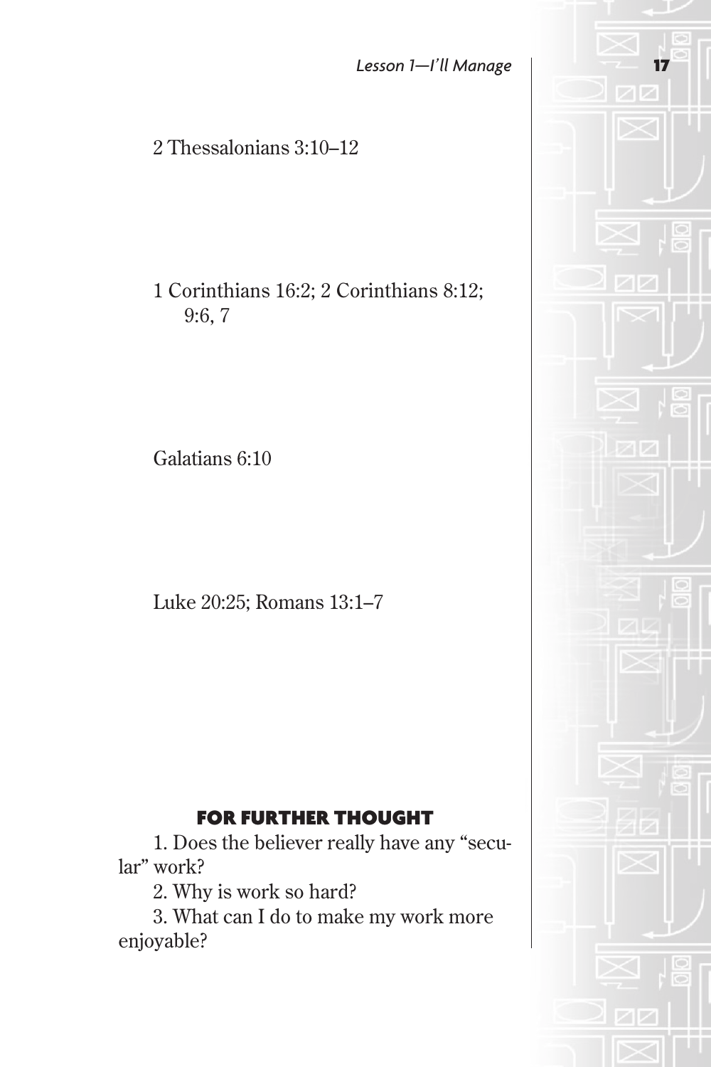2 Thessalonians 3:10–12

1 Corinthians 16:2; 2 Corinthians 8:12; 9:6, 7

Galatians 6:10

Luke 20:25; Romans 13:1–7

### FOR FURTHER THOUGHT

1. Does the believer really have any "secular" work?

2. Why is work so hard?

3. What can I do to make my work more enjoyable?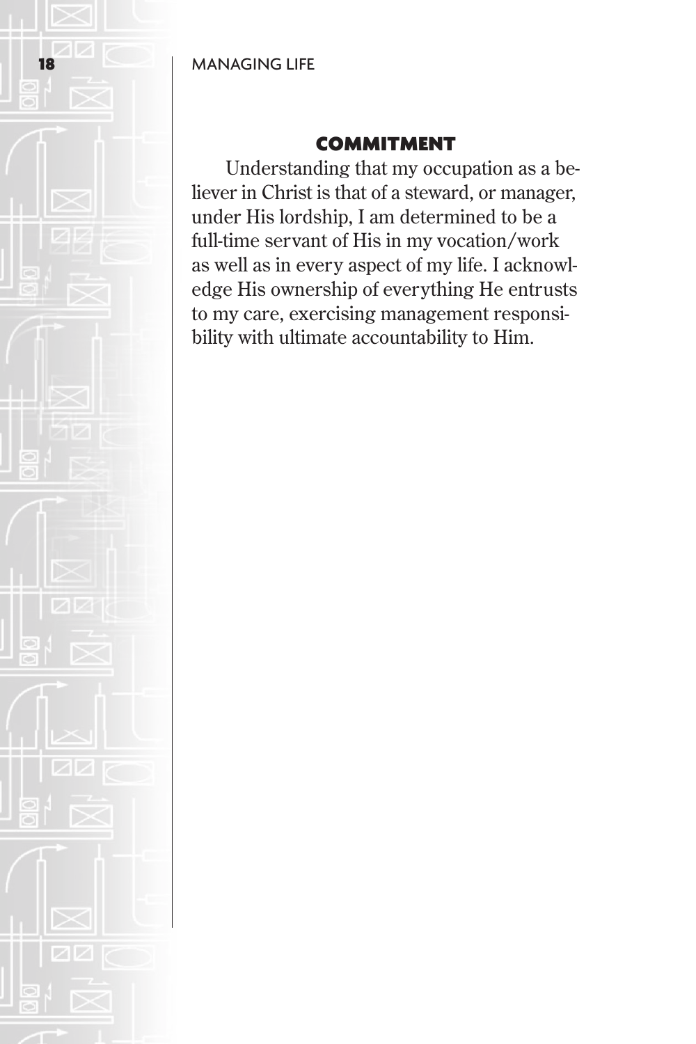## COMMITMENT

Understanding that my occupation as a believer in Christ is that of a steward, or manager, under His lordship, I am determined to be a full-time servant of His in my vocation/work as well as in every aspect of my life. I acknowledge His ownership of everything He entrusts to my care, exercising management responsibility with ultimate accountability to Him.